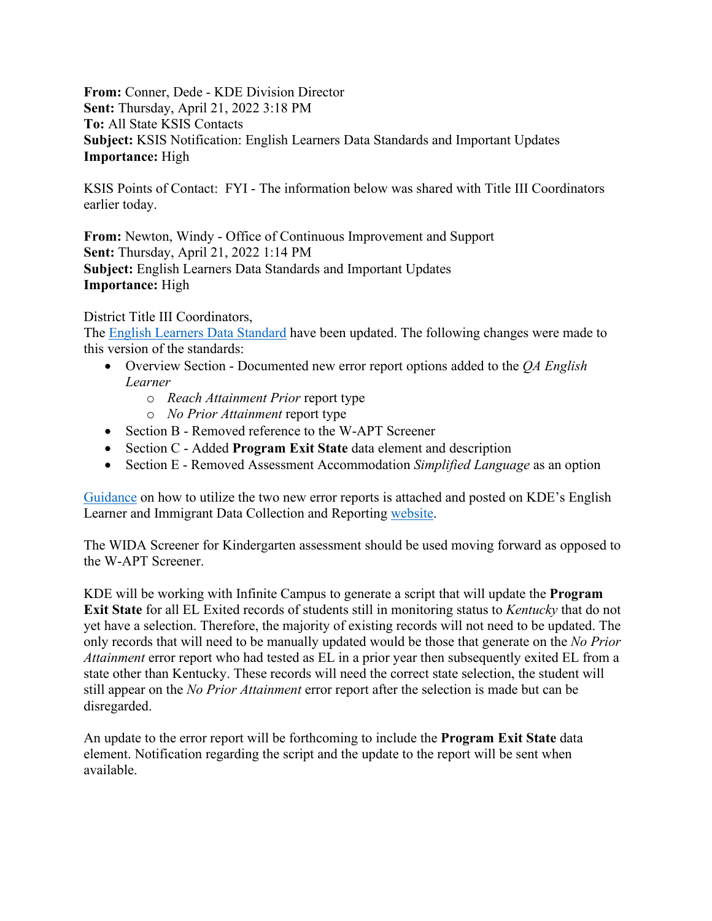**From:** Conner, Dede - KDE Division Director  
**Sent:** Thursday, April 21, 2022 3:18 PM  
**To:** All State KSIS Contacts  
**Subject:** KSIS Notification: English Learners Data Standards and Important Updates  
**Importance:** High

KSIS Points of Contact: FYI - The information below was shared with Title III Coordinators earlier today.

**From:** Newton, Windy - Office of Continuous Improvement and Support  
**Sent:** Thursday, April 21, 2022 1:14 PM  
**Subject:** English Learners Data Standards and Important Updates  
**Importance:** High

District Title III Coordinators,  
The English Learners Data Standard have been updated. The following changes were made to this version of the standards:

- Overview Section - Documented new error report options added to the *QA English Learner*
    - *Reach Attainment Prior* report type
    - *No Prior Attainment* report type
- Section B - Removed reference to the W-APT Screener
- Section C - Added **Program Exit State** data element and description
- Section E - Removed Assessment Accommodation *Simplified Language* as an option

Guidance on how to utilize the two new error reports is attached and posted on KDE's English Learner and Immigrant Data Collection and Reporting website.

The WIDA Screener for Kindergarten assessment should be used moving forward as opposed to the W-APT Screener.

KDE will be working with Infinite Campus to generate a script that will update the **Program Exit State** for all EL Exited records of students still in monitoring status to *Kentucky* that do not yet have a selection. Therefore, the majority of existing records will not need to be updated. The only records that will need to be manually updated would be those that generate on the *No Prior Attainment* error report who had tested as EL in a prior year then subsequently exited EL from a state other than Kentucky. These records will need the correct state selection, the student will still appear on the *No Prior Attainment* error report after the selection is made but can be disregarded.

An update to the error report will be forthcoming to include the **Program Exit State** data element. Notification regarding the script and the update to the report will be sent when available.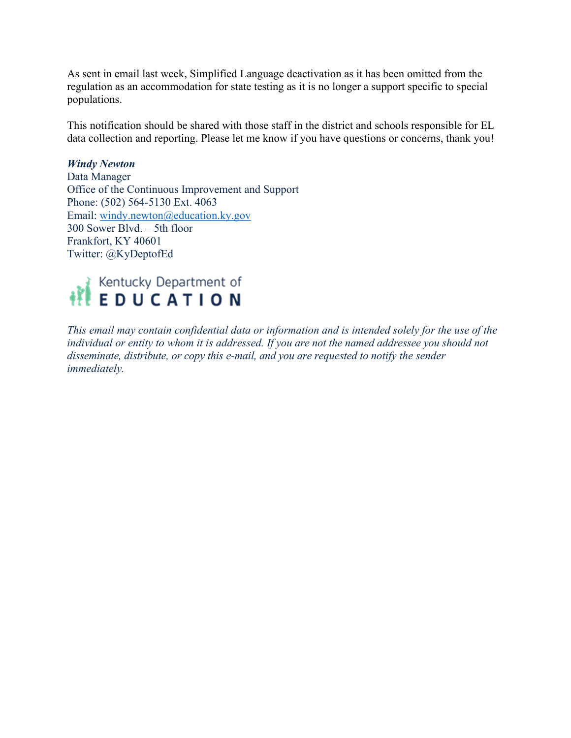As sent in email last week, Simplified Language deactivation as it has been omitted from the regulation as an accommodation for state testing as it is no longer a support specific to special populations.

This notification should be shared with those staff in the district and schools responsible for EL data collection and reporting. Please let me know if you have questions or concerns, thank you!

***Windy Newton***
Data Manager
Office of the Continuous Improvement and Support
Phone: (502) 564-5130 Ext. 4063
Email: windy.newton@education.ky.gov
300 Sower Blvd. – 5th floor
Frankfort, KY 40601
Twitter: @KyDeptofEd

Kentucky Department of
EDUCATION

*This email may contain confidential data or information and is intended solely for the use of the individual or entity to whom it is addressed. If you are not the named addressee you should not disseminate, distribute, or copy this e-mail, and you are requested to notify the sender immediately.*